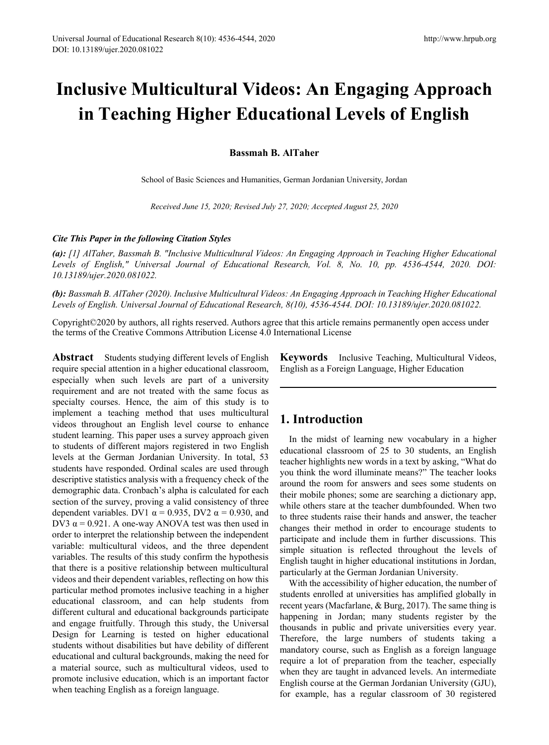# Inclusive Multicultural Videos: An Engaging Approach in Teaching Higher Educational Levels of English

**Bassmah B. AlTaher**

School of Basic Sciences and Humanities, German Jordanian University, Jordan

*Received June 15, 2020; Revised July 27, 2020; Accepted August 25, 2020*

***Cite This Paper in the following Citation Styles***

***(a):*** *[1] AlTaher, Bassmah B. "Inclusive Multicultural Videos: An Engaging Approach in Teaching Higher Educational Levels of English," Universal Journal of Educational Research, Vol. 8, No. 10, pp. 4536-4544, 2020. DOI: 10.13189/ujer.2020.081022.*

***(b):*** *Bassmah B. AlTaher (2020). Inclusive Multicultural Videos: An Engaging Approach in Teaching Higher Educational Levels of English. Universal Journal of Educational Research, 8(10), 4536-4544. DOI: 10.13189/ujer.2020.081022.*

Copyright©2020 by authors, all rights reserved. Authors agree that this article remains permanently open access under the terms of the Creative Commons Attribution License 4.0 International License

**Abstract** Students studying different levels of English require special attention in a higher educational classroom, especially when such levels are part of a university requirement and are not treated with the same focus as specialty courses. Hence, the aim of this study is to implement a teaching method that uses multicultural videos throughout an English level course to enhance student learning. This paper uses a survey approach given to students of different majors registered in two English levels at the German Jordanian University. In total, 53 students have responded. Ordinal scales are used through descriptive statistics analysis with a frequency check of the demographic data. Cronbach's alpha is calculated for each section of the survey, proving a valid consistency of three dependent variables. DV1 $\alpha = 0.935$, DV2 $\alpha = 0.930$, and DV3 $\alpha = 0.921$. A one-way ANOVA test was then used in order to interpret the relationship between the independent variable: multicultural videos, and the three dependent variables. The results of this study confirm the hypothesis that there is a positive relationship between multicultural videos and their dependent variables, reflecting on how this particular method promotes inclusive teaching in a higher educational classroom, and can help students from different cultural and educational backgrounds participate and engage fruitfully. Through this study, the Universal Design for Learning is tested on higher educational students without disabilities but have debility of different educational and cultural backgrounds, making the need for a material source, such as multicultural videos, used to promote inclusive education, which is an important factor when teaching English as a foreign language.

**Keywords** Inclusive Teaching, Multicultural Videos, English as a Foreign Language, Higher Education

## 1. Introduction

In the midst of learning new vocabulary in a higher educational classroom of 25 to 30 students, an English teacher highlights new words in a text by asking, "What do you think the word illuminate means?" The teacher looks around the room for answers and sees some students on their mobile phones; some are searching a dictionary app, while others stare at the teacher dumbfounded. When two to three students raise their hands and answer, the teacher changes their method in order to encourage students to participate and include them in further discussions. This simple situation is reflected throughout the levels of English taught in higher educational institutions in Jordan, particularly at the German Jordanian University.

With the accessibility of higher education, the number of students enrolled at universities has amplified globally in recent years (Macfarlane, & Burg, 2017). The same thing is happening in Jordan; many students register by the thousands in public and private universities every year. Therefore, the large numbers of students taking a mandatory course, such as English as a foreign language require a lot of preparation from the teacher, especially when they are taught in advanced levels. An intermediate English course at the German Jordanian University (GJU), for example, has a regular classroom of 30 registered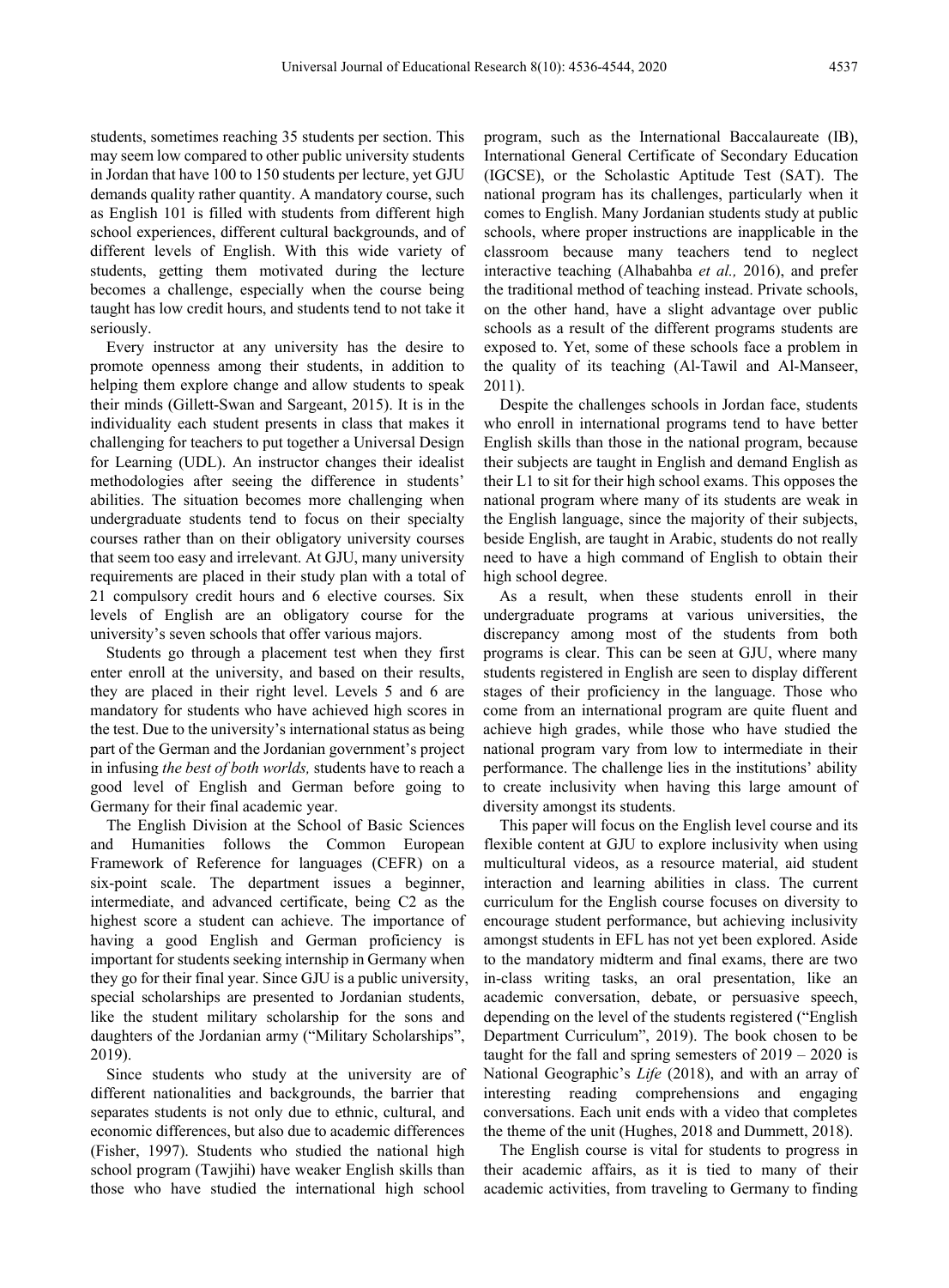students, sometimes reaching 35 students per section. This may seem low compared to other public university students in Jordan that have 100 to 150 students per lecture, yet GJU demands quality rather quantity. A mandatory course, such as English 101 is filled with students from different high school experiences, different cultural backgrounds, and of different levels of English. With this wide variety of students, getting them motivated during the lecture becomes a challenge, especially when the course being taught has low credit hours, and students tend to not take it seriously.

Every instructor at any university has the desire to promote openness among their students, in addition to helping them explore change and allow students to speak their minds (Gillett-Swan and Sargeant, 2015). It is in the individuality each student presents in class that makes it challenging for teachers to put together a Universal Design for Learning (UDL). An instructor changes their idealist methodologies after seeing the difference in students' abilities. The situation becomes more challenging when undergraduate students tend to focus on their specialty courses rather than on their obligatory university courses that seem too easy and irrelevant. At GJU, many university requirements are placed in their study plan with a total of 21 compulsory credit hours and 6 elective courses. Six levels of English are an obligatory course for the university's seven schools that offer various majors.

Students go through a placement test when they first enter enroll at the university, and based on their results, they are placed in their right level. Levels 5 and 6 are mandatory for students who have achieved high scores in the test. Due to the university's international status as being part of the German and the Jordanian government's project in infusing *the best of both worlds,* students have to reach a good level of English and German before going to Germany for their final academic year.

The English Division at the School of Basic Sciences and Humanities follows the Common European Framework of Reference for languages (CEFR) on a six-point scale. The department issues a beginner, intermediate, and advanced certificate, being C2 as the highest score a student can achieve. The importance of having a good English and German proficiency is important for students seeking internship in Germany when they go for their final year. Since GJU is a public university, special scholarships are presented to Jordanian students, like the student military scholarship for the sons and daughters of the Jordanian army ("Military Scholarships", 2019).

Since students who study at the university are of different nationalities and backgrounds, the barrier that separates students is not only due to ethnic, cultural, and economic differences, but also due to academic differences (Fisher, 1997). Students who studied the national high school program (Tawjihi) have weaker English skills than those who have studied the international high school program, such as the International Baccalaureate (IB), International General Certificate of Secondary Education (IGCSE), or the Scholastic Aptitude Test (SAT). The national program has its challenges, particularly when it comes to English. Many Jordanian students study at public schools, where proper instructions are inapplicable in the classroom because many teachers tend to neglect interactive teaching (Alhabahba *et al.,* 2016), and prefer the traditional method of teaching instead. Private schools, on the other hand, have a slight advantage over public schools as a result of the different programs students are exposed to. Yet, some of these schools face a problem in the quality of its teaching (Al-Tawil and Al-Manseer, 2011).

Despite the challenges schools in Jordan face, students who enroll in international programs tend to have better English skills than those in the national program, because their subjects are taught in English and demand English as their L1 to sit for their high school exams. This opposes the national program where many of its students are weak in the English language, since the majority of their subjects, beside English, are taught in Arabic, students do not really need to have a high command of English to obtain their high school degree.

As a result, when these students enroll in their undergraduate programs at various universities, the discrepancy among most of the students from both programs is clear. This can be seen at GJU, where many students registered in English are seen to display different stages of their proficiency in the language. Those who come from an international program are quite fluent and achieve high grades, while those who have studied the national program vary from low to intermediate in their performance. The challenge lies in the institutions' ability to create inclusivity when having this large amount of diversity amongst its students.

This paper will focus on the English level course and its flexible content at GJU to explore inclusivity when using multicultural videos, as a resource material, aid student interaction and learning abilities in class. The current curriculum for the English course focuses on diversity to encourage student performance, but achieving inclusivity amongst students in EFL has not yet been explored. Aside to the mandatory midterm and final exams, there are two in-class writing tasks, an oral presentation, like an academic conversation, debate, or persuasive speech, depending on the level of the students registered ("English Department Curriculum", 2019). The book chosen to be taught for the fall and spring semesters of 2019 – 2020 is National Geographic's *Life* (2018), and with an array of interesting reading comprehensions and engaging conversations. Each unit ends with a video that completes the theme of the unit (Hughes, 2018 and Dummett, 2018).

The English course is vital for students to progress in their academic affairs, as it is tied to many of their academic activities, from traveling to Germany to finding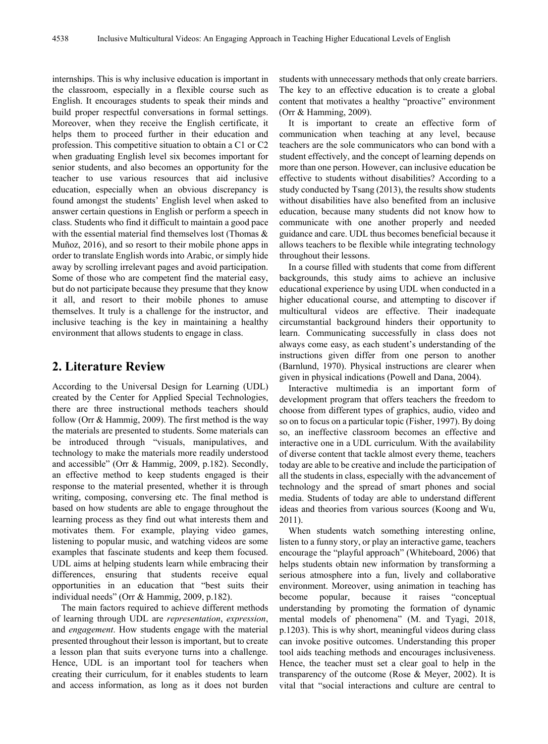internships. This is why inclusive education is important in the classroom, especially in a flexible course such as English. It encourages students to speak their minds and build proper respectful conversations in formal settings. Moreover, when they receive the English certificate, it helps them to proceed further in their education and profession. This competitive situation to obtain a C1 or C2 when graduating English level six becomes important for senior students, and also becomes an opportunity for the teacher to use various resources that aid inclusive education, especially when an obvious discrepancy is found amongst the students' English level when asked to answer certain questions in English or perform a speech in class. Students who find it difficult to maintain a good pace with the essential material find themselves lost (Thomas & Muñoz, 2016), and so resort to their mobile phone apps in order to translate English words into Arabic, or simply hide away by scrolling irrelevant pages and avoid participation. Some of those who are competent find the material easy, but do not participate because they presume that they know it all, and resort to their mobile phones to amuse themselves. It truly is a challenge for the instructor, and inclusive teaching is the key in maintaining a healthy environment that allows students to engage in class.

## 2. Literature Review

According to the Universal Design for Learning (UDL) created by the Center for Applied Special Technologies, there are three instructional methods teachers should follow (Orr & Hammig, 2009). The first method is the way the materials are presented to students. Some materials can be introduced through "visuals, manipulatives, and technology to make the materials more readily understood and accessible" (Orr & Hammig, 2009, p.182). Secondly, an effective method to keep students engaged is their response to the material presented, whether it is through writing, composing, conversing etc. The final method is based on how students are able to engage throughout the learning process as they find out what interests them and motivates them. For example, playing video games, listening to popular music, and watching videos are some examples that fascinate students and keep them focused. UDL aims at helping students learn while embracing their differences, ensuring that students receive equal opportunities in an education that "best suits their individual needs" (Orr & Hammig, 2009, p.182).

The main factors required to achieve different methods of learning through UDL are *representation*, *expression*, and *engagement*. How students engage with the material presented throughout their lesson is important, but to create a lesson plan that suits everyone turns into a challenge. Hence, UDL is an important tool for teachers when creating their curriculum, for it enables students to learn and access information, as long as it does not burden students with unnecessary methods that only create barriers. The key to an effective education is to create a global content that motivates a healthy "proactive" environment (Orr & Hamming, 2009).

It is important to create an effective form of communication when teaching at any level, because teachers are the sole communicators who can bond with a student effectively, and the concept of learning depends on more than one person. However, can inclusive education be effective to students without disabilities? According to a study conducted by Tsang (2013), the results show students without disabilities have also benefited from an inclusive education, because many students did not know how to communicate with one another properly and needed guidance and care. UDL thus becomes beneficial because it allows teachers to be flexible while integrating technology throughout their lessons.

In a course filled with students that come from different backgrounds, this study aims to achieve an inclusive educational experience by using UDL when conducted in a higher educational course, and attempting to discover if multicultural videos are effective. Their inadequate circumstantial background hinders their opportunity to learn. Communicating successfully in class does not always come easy, as each student's understanding of the instructions given differ from one person to another (Barnlund, 1970). Physical instructions are clearer when given in physical indications (Powell and Dana, 2004).

Interactive multimedia is an important form of development program that offers teachers the freedom to choose from different types of graphics, audio, video and so on to focus on a particular topic (Fisher, 1997). By doing so, an ineffective classroom becomes an effective and interactive one in a UDL curriculum. With the availability of diverse content that tackle almost every theme, teachers today are able to be creative and include the participation of all the students in class, especially with the advancement of technology and the spread of smart phones and social media. Students of today are able to understand different ideas and theories from various sources (Koong and Wu, 2011).

When students watch something interesting online, listen to a funny story, or play an interactive game, teachers encourage the "playful approach" (Whiteboard, 2006) that helps students obtain new information by transforming a serious atmosphere into a fun, lively and collaborative environment. Moreover, using animation in teaching has become popular, because it raises "conceptual understanding by promoting the formation of dynamic mental models of phenomena" (M. and Tyagi, 2018, p.1203). This is why short, meaningful videos during class can invoke positive outcomes. Understanding this proper tool aids teaching methods and encourages inclusiveness. Hence, the teacher must set a clear goal to help in the transparency of the outcome (Rose & Meyer, 2002). It is vital that "social interactions and culture are central to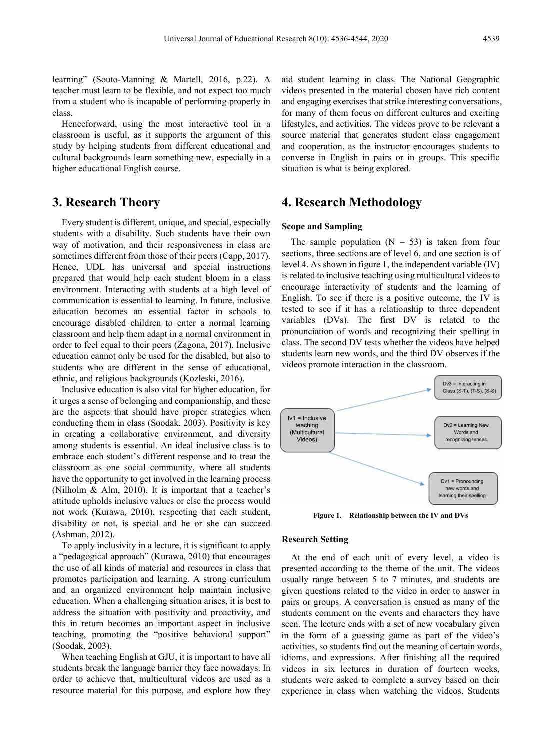learning" (Souto-Manning & Martell, 2016, p.22). A teacher must learn to be flexible, and not expect too much from a student who is incapable of performing properly in class.

Henceforward, using the most interactive tool in a classroom is useful, as it supports the argument of this study by helping students from different educational and cultural backgrounds learn something new, especially in a higher educational English course.

## 3. Research Theory

Every student is different, unique, and special, especially students with a disability. Such students have their own way of motivation, and their responsiveness in class are sometimes different from those of their peers (Capp, 2017). Hence, UDL has universal and special instructions prepared that would help each student bloom in a class environment. Interacting with students at a high level of communication is essential to learning. In future, inclusive education becomes an essential factor in schools to encourage disabled children to enter a normal learning classroom and help them adapt in a normal environment in order to feel equal to their peers (Zagona, 2017). Inclusive education cannot only be used for the disabled, but also to students who are different in the sense of educational, ethnic, and religious backgrounds (Kozleski, 2016).

Inclusive education is also vital for higher education, for it urges a sense of belonging and companionship, and these are the aspects that should have proper strategies when conducting them in class (Soodak, 2003). Positivity is key in creating a collaborative environment, and diversity among students is essential. An ideal inclusive class is to embrace each student's different response and to treat the classroom as one social community, where all students have the opportunity to get involved in the learning process (Nilholm & Alm, 2010). It is important that a teacher's attitude upholds inclusive values or else the process would not work (Kurawa, 2010), respecting that each student, disability or not, is special and he or she can succeed (Ashman, 2012).

To apply inclusivity in a lecture, it is significant to apply a "pedagogical approach" (Kurawa, 2010) that encourages the use of all kinds of material and resources in class that promotes participation and learning. A strong curriculum and an organized environment help maintain inclusive education. When a challenging situation arises, it is best to address the situation with positivity and proactivity, and this in return becomes an important aspect in inclusive teaching, promoting the "positive behavioral support" (Soodak, 2003).

When teaching English at GJU, it is important to have all students break the language barrier they face nowadays. In order to achieve that, multicultural videos are used as a resource material for this purpose, and explore how they aid student learning in class. The National Geographic videos presented in the material chosen have rich content and engaging exercises that strike interesting conversations, for many of them focus on different cultures and exciting lifestyles, and activities. The videos prove to be relevant a source material that generates student class engagement and cooperation, as the instructor encourages students to converse in English in pairs or in groups. This specific situation is what is being explored.

## 4. Research Methodology

### Scope and Sampling

The sample population (N = 53) is taken from four sections, three sections are of level 6, and one section is of level 4. As shown in figure 1, the independent variable (IV) is related to inclusive teaching using multicultural videos to encourage interactivity of students and the learning of English. To see if there is a positive outcome, the IV is tested to see if it has a relationship to three dependent variables (DVs). The first DV is related to the pronunciation of words and recognizing their spelling in class. The second DV tests whether the videos have helped students learn new words, and the third DV observes if the videos promote interaction in the classroom.

Iv1 = Inclusive teaching (Multicultural Videos)

Dv3 = Interacting in Class (S-T), (T-S), (S-S)

Dv2 = Learning New Words and recognizing tenses

Dv1 = Pronouncing new words and learning their spelling

**Figure 1. Relationship between the IV and DVs**

### Research Setting

At the end of each unit of every level, a video is presented according to the theme of the unit. The videos usually range between 5 to 7 minutes, and students are given questions related to the video in order to answer in pairs or groups. A conversation is ensued as many of the students comment on the events and characters they have seen. The lecture ends with a set of new vocabulary given in the form of a guessing game as part of the video's activities, so students find out the meaning of certain words, idioms, and expressions. After finishing all the required videos in six lectures in duration of fourteen weeks, students were asked to complete a survey based on their experience in class when watching the videos. Students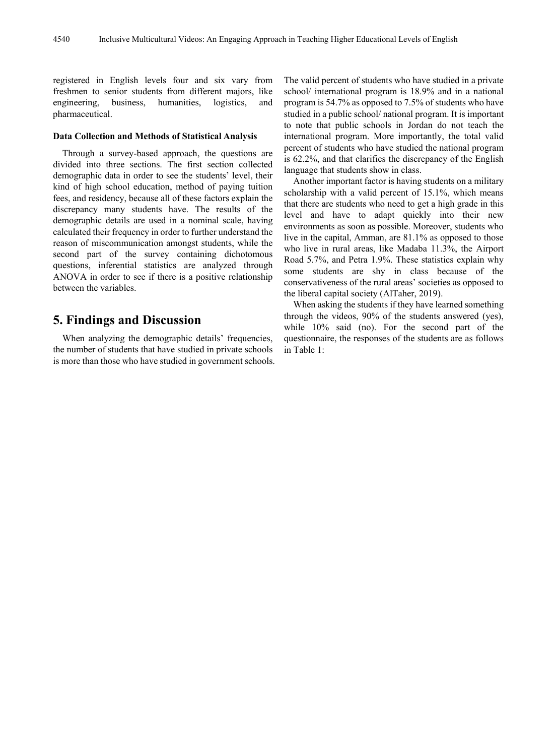registered in English levels four and six vary from freshmen to senior students from different majors, like engineering, business, humanities, logistics, and pharmaceutical.

#### Data Collection and Methods of Statistical Analysis

Through a survey-based approach, the questions are divided into three sections. The first section collected demographic data in order to see the students' level, their kind of high school education, method of paying tuition fees, and residency, because all of these factors explain the discrepancy many students have. The results of the demographic details are used in a nominal scale, having calculated their frequency in order to further understand the reason of miscommunication amongst students, while the second part of the survey containing dichotomous questions, inferential statistics are analyzed through ANOVA in order to see if there is a positive relationship between the variables.

## 5. Findings and Discussion

When analyzing the demographic details' frequencies, the number of students that have studied in private schools is more than those who have studied in government schools. The valid percent of students who have studied in a private school/ international program is 18.9% and in a national program is 54.7% as opposed to 7.5% of students who have studied in a public school/ national program. It is important to note that public schools in Jordan do not teach the international program. More importantly, the total valid percent of students who have studied the national program is 62.2%, and that clarifies the discrepancy of the English language that students show in class.

Another important factor is having students on a military scholarship with a valid percent of 15.1%, which means that there are students who need to get a high grade in this level and have to adapt quickly into their new environments as soon as possible. Moreover, students who live in the capital, Amman, are 81.1% as opposed to those who live in rural areas, like Madaba 11.3%, the Airport Road 5.7%, and Petra 1.9%. These statistics explain why some students are shy in class because of the conservativeness of the rural areas' societies as opposed to the liberal capital society (AlTaher, 2019).

When asking the students if they have learned something through the videos, 90% of the students answered (yes), while 10% said (no). For the second part of the questionnaire, the responses of the students are as follows in Table 1: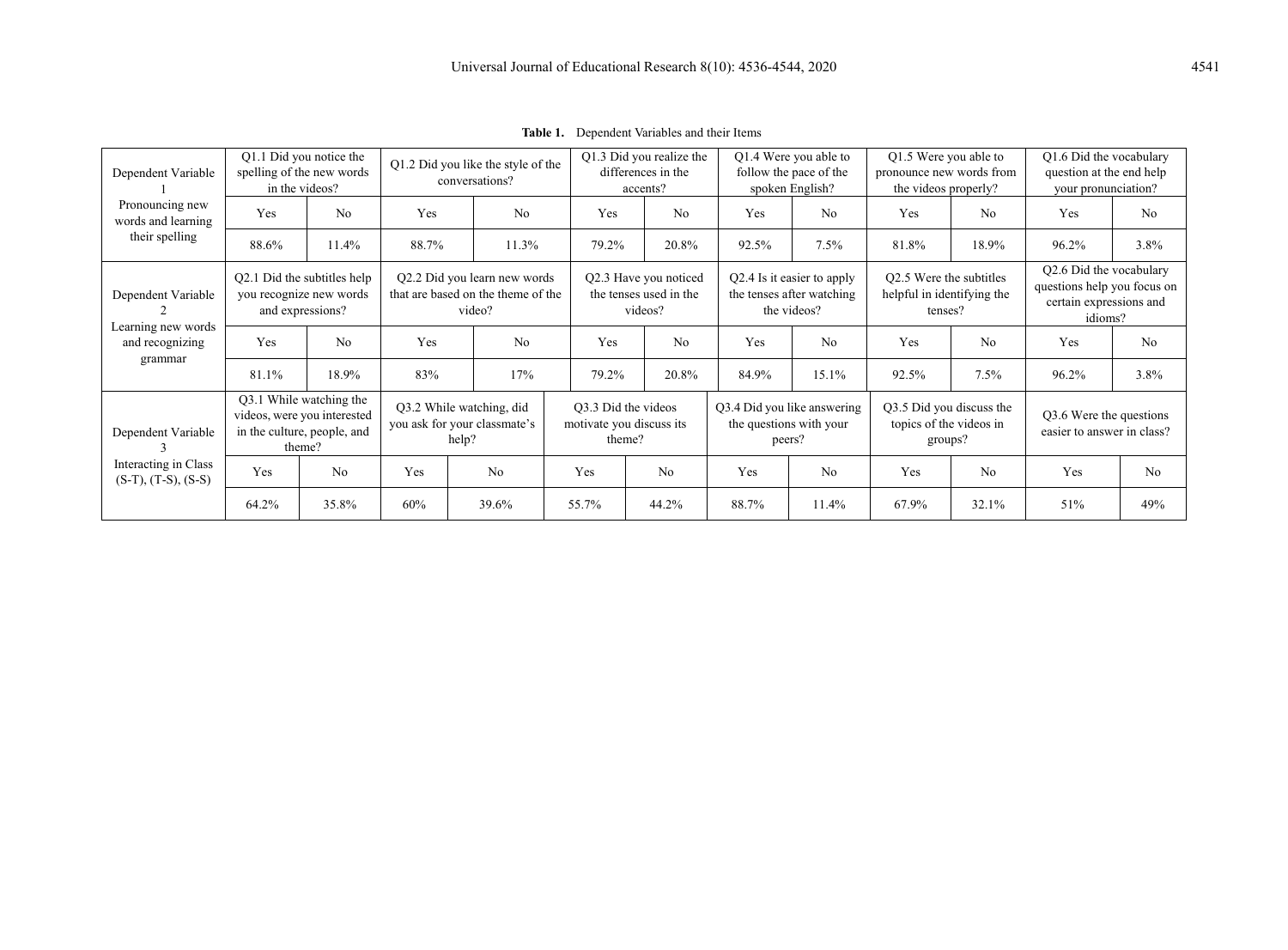**Table 1.** Dependent Variables and their Items

| Dependent Variable | Q1.1 Did you notice the spelling of the new words in the videos? | | Q1.2 Did you like the style of the conversations? | | Q1.3 Did you realize the differences in the accents? | | Q1.4 Were you able to follow the pace of the spoken English? | | Q1.5 Were you able to pronounce new words from the videos properly? | | Q1.6 Did the vocabulary question at the end help your pronunciation? | |
|---|---|---|---|---|---|---|---|---|---|---|---|---|
| Dependent Variable 1 Pronouncing new words and learning their spelling | Yes | No | Yes | No | Yes | No | Yes | No | Yes | No | Yes | No |
| | 88.6% | 11.4% | 88.7% | 11.3% | 79.2% | 20.8% | 92.5% | 7.5% | 81.8% | 18.9% | 96.2% | 3.8% |
| Dependent Variable 2 Learning new words and recognizing grammar | Q2.1 Did the subtitles help you recognize new words and expressions? | | Q2.2 Did you learn new words that are based on the theme of the video? | | Q2.3 Have you noticed the tenses used in the videos? | | Q2.4 Is it easier to apply the tenses after watching the videos? | | Q2.5 Were the subtitles helpful in identifying the tenses? | | Q2.6 Did the vocabulary questions help you focus on certain expressions and idioms? | |
| | Yes | No | Yes | No | Yes | No | Yes | No | Yes | No | Yes | No |
| | 81.1% | 18.9% | 83% | 17% | 79.2% | 20.8% | 84.9% | 15.1% | 92.5% | 7.5% | 96.2% | 3.8% |
| Dependent Variable 3 Interacting in Class (S-T), (T-S), (S-S) | Q3.1 While watching the videos, were you interested in the culture, people, and theme? | | Q3.2 While watching, did you ask for your classmate's help? | | Q3.3 Did the videos motivate you discuss its theme? | | Q3.4 Did you like answering the questions with your peers? | | Q3.5 Did you discuss the topics of the videos in groups? | | Q3.6 Were the questions easier to answer in class? | |
| | Yes | No | Yes | No | Yes | No | Yes | No | Yes | No | Yes | No |
| | 64.2% | 35.8% | 60% | 39.6% | 55.7% | 44.2% | 88.7% | 11.4% | 67.9% | 32.1% | 51% | 49% |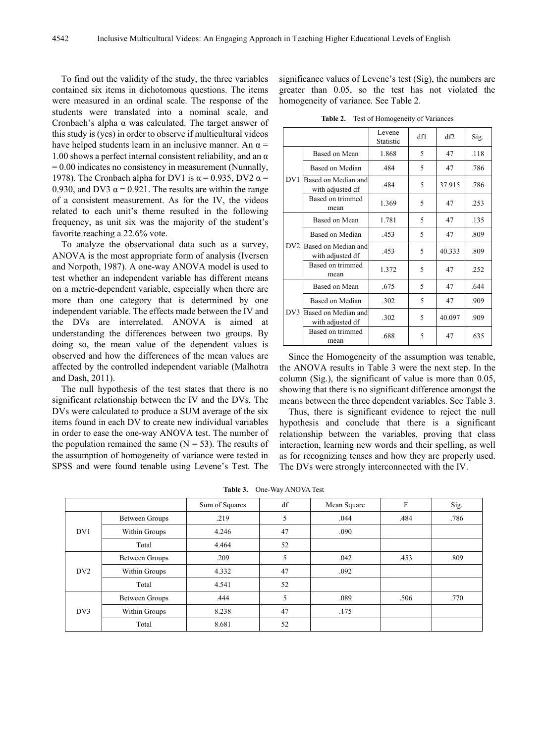To find out the validity of the study, the three variables contained six items in dichotomous questions. The items were measured in an ordinal scale. The response of the students were translated into a nominal scale, and Cronbach's alpha α was calculated. The target answer of this study is (yes) in order to observe if multicultural videos have helped students learn in an inclusive manner. An $\alpha = 1.00$ shows a perfect internal consistent reliability, and an $\alpha = 0.00$ indicates no consistency in measurement (Nunnally, 1978). The Cronbach alpha for DV1 is $\alpha = 0.935$, DV2 $\alpha = 0.930$, and DV3 $\alpha = 0.921$. The results are within the range of a consistent measurement. As for the IV, the videos related to each unit's theme resulted in the following frequency, as unit six was the majority of the student's favorite reaching a 22.6% vote.

To analyze the observational data such as a survey, ANOVA is the most appropriate form of analysis (Iversen and Norpoth, 1987). A one-way ANOVA model is used to test whether an independent variable has different means on a metric-dependent variable, especially when there are more than one category that is determined by one independent variable. The effects made between the IV and the DVs are interrelated. ANOVA is aimed at understanding the differences between two groups. By doing so, the mean value of the dependent values is observed and how the differences of the mean values are affected by the controlled independent variable (Malhotra and Dash, 2011).

The null hypothesis of the test states that there is no significant relationship between the IV and the DVs. The DVs were calculated to produce a SUM average of the six items found in each DV to create new individual variables in order to ease the one-way ANOVA test. The number of the population remained the same ($N = 53$). The results of the assumption of homogeneity of variance were tested in SPSS and were found tenable using Levene's Test. The significance values of Levene's test (Sig), the numbers are greater than 0.05, so the test has not violated the homogeneity of variance. See Table 2.

**Table 2.** Test of Homogeneity of Variances

| | | Levene Statistic | df1 | df2 | Sig. |
|---|---|---|---|---|---|
| DV1 | Based on Mean | 1.868 | 5 | 47 | .118 |
| | Based on Median | .484 | 5 | 47 | .786 |
| | Based on Median and with adjusted df | .484 | 5 | 37.915 | .786 |
| | Based on trimmed mean | 1.369 | 5 | 47 | .253 |
| DV2 | Based on Mean | 1.781 | 5 | 47 | .135 |
| | Based on Median | .453 | 5 | 47 | .809 |
| | Based on Median and with adjusted df | .453 | 5 | 40.333 | .809 |
| | Based on trimmed mean | 1.372 | 5 | 47 | .252 |
| DV3 | Based on Mean | .675 | 5 | 47 | .644 |
| | Based on Median | .302 | 5 | 47 | .909 |
| | Based on Median and with adjusted df | .302 | 5 | 40.097 | .909 |
| | Based on trimmed mean | .688 | 5 | 47 | .635 |

Since the Homogeneity of the assumption was tenable, the ANOVA results in Table 3 were the next step. In the column (Sig.), the significant of value is more than 0.05, showing that there is no significant difference amongst the means between the three dependent variables. See Table 3.

Thus, there is significant evidence to reject the null hypothesis and conclude that there is a significant relationship between the variables, proving that class interaction, learning new words and their spelling, as well as for recognizing tenses and how they are properly used. The DVs were strongly interconnected with the IV.

**Table 3.** One-Way ANOVA Test

| | | Sum of Squares | df | Mean Square | F | Sig. |
|---|---|---|---|---|---|---|
| DV1 | Between Groups | .219 | 5 | .044 | .484 | .786 |
| | Within Groups | 4.246 | 47 | .090 | | |
| | Total | 4.464 | 52 | | | |
| DV2 | Between Groups | .209 | 5 | .042 | .453 | .809 |
| | Within Groups | 4.332 | 47 | .092 | | |
| | Total | 4.541 | 52 | | | |
| DV3 | Between Groups | .444 | 5 | .089 | .506 | .770 |
| | Within Groups | 8.238 | 47 | .175 | | |
| | Total | 8.681 | 52 | | | |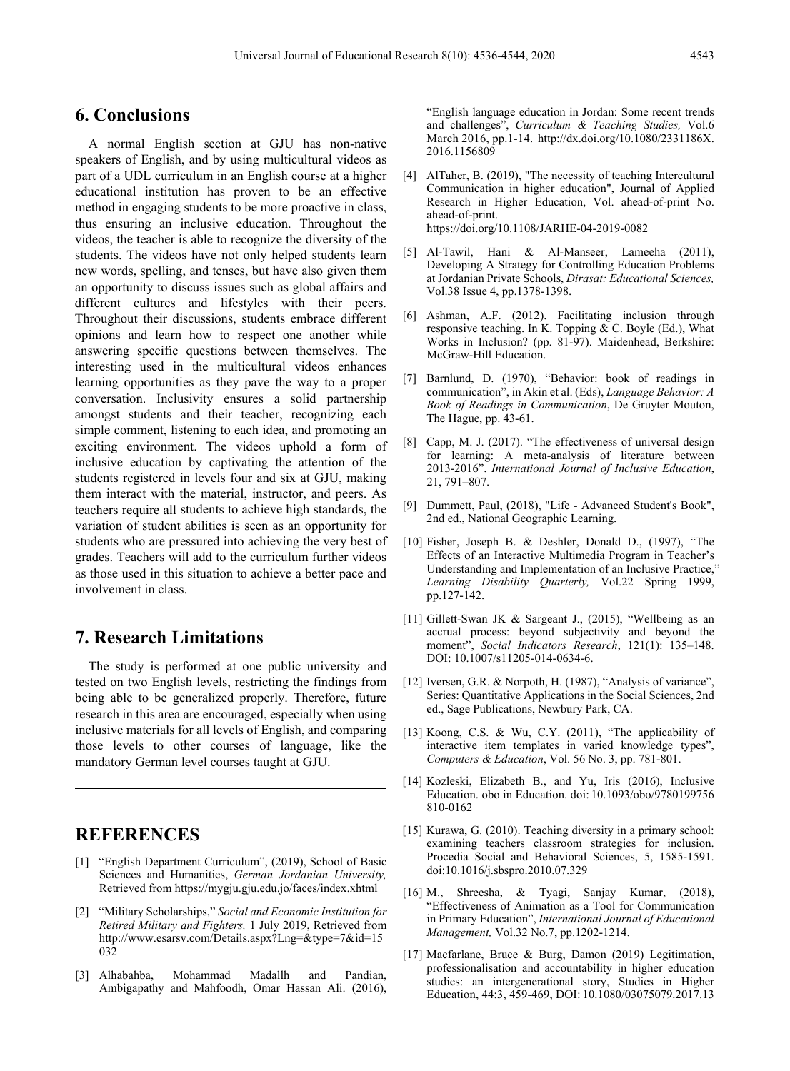## 6. Conclusions

A normal English section at GJU has non-native speakers of English, and by using multicultural videos as part of a UDL curriculum in an English course at a higher educational institution has proven to be an effective method in engaging students to be more proactive in class, thus ensuring an inclusive education. Throughout the videos, the teacher is able to recognize the diversity of the students. The videos have not only helped students learn new words, spelling, and tenses, but have also given them an opportunity to discuss issues such as global affairs and different cultures and lifestyles with their peers. Throughout their discussions, students embrace different opinions and learn how to respect one another while answering specific questions between themselves. The interesting used in the multicultural videos enhances learning opportunities as they pave the way to a proper conversation. Inclusivity ensures a solid partnership amongst students and their teacher, recognizing each simple comment, listening to each idea, and promoting an exciting environment. The videos uphold a form of inclusive education by captivating the attention of the students registered in levels four and six at GJU, making them interact with the material, instructor, and peers. As teachers require all students to achieve high standards, the variation of student abilities is seen as an opportunity for students who are pressured into achieving the very best of grades. Teachers will add to the curriculum further videos as those used in this situation to achieve a better pace and involvement in class.

## 7. Research Limitations

The study is performed at one public university and tested on two English levels, restricting the findings from being able to be generalized properly. Therefore, future research in this area are encouraged, especially when using inclusive materials for all levels of English, and comparing those levels to other courses of language, like the mandatory German level courses taught at GJU.

## REFERENCES

[1] "English Department Curriculum", (2019), School of Basic Sciences and Humanities, *German Jordanian University,* Retrieved from https://mygju.gju.edu.jo/faces/index.xhtml

[2] "Military Scholarships," *Social and Economic Institution for Retired Military and Fighters,* 1 July 2019, Retrieved from http://www.esarsv.com/Details.aspx?Lng=&type=7&id=15032

[3] Alhabahba, Mohammad Madallh and Pandian, Ambigapathy and Mahfoodh, Omar Hassan Ali. (2016), "English language education in Jordan: Some recent trends and challenges", *Curriculum & Teaching Studies,* Vol.6 March 2016, pp.1-14. http://dx.doi.org/10.1080/2331186X.2016.1156809

[4] AlTaher, B. (2019), "The necessity of teaching Intercultural Communication in higher education", Journal of Applied Research in Higher Education, Vol. ahead-of-print No. ahead-of-print. https://doi.org/10.1108/JARHE-04-2019-0082

[5] Al-Tawil, Hani & Al-Manseer, Lameeha (2011), Developing A Strategy for Controlling Education Problems at Jordanian Private Schools, *Dirasat: Educational Sciences,* Vol.38 Issue 4, pp.1378-1398.

[6] Ashman, A.F. (2012). Facilitating inclusion through responsive teaching. In K. Topping & C. Boyle (Ed.), What Works in Inclusion? (pp. 81-97). Maidenhead, Berkshire: McGraw-Hill Education.

[7] Barnlund, D. (1970), "Behavior: book of readings in communication", in Akin et al. (Eds), *Language Behavior: A Book of Readings in Communication*, De Gruyter Mouton, The Hague, pp. 43-61.

[8] Capp, M. J. (2017). "The effectiveness of universal design for learning: A meta-analysis of literature between 2013-2016". *International Journal of Inclusive Education*, 21, 791–807.

[9] Dummett, Paul, (2018), "Life - Advanced Student's Book", 2nd ed., National Geographic Learning.

[10] Fisher, Joseph B. & Deshler, Donald D., (1997), "The Effects of an Interactive Multimedia Program in Teacher's Understanding and Implementation of an Inclusive Practice," *Learning Disability Quarterly,* Vol.22 Spring 1999, pp.127-142.

[11] Gillett-Swan JK & Sargeant J., (2015), "Wellbeing as an accrual process: beyond subjectivity and beyond the moment", *Social Indicators Research*, 121(1): 135–148. DOI: 10.1007/s11205-014-0634-6.

[12] Iversen, G.R. & Norpoth, H. (1987), "Analysis of variance", Series: Quantitative Applications in the Social Sciences, 2nd ed., Sage Publications, Newbury Park, CA.

[13] Koong, C.S. & Wu, C.Y. (2011), "The applicability of interactive item templates in varied knowledge types", *Computers & Education*, Vol. 56 No. 3, pp. 781-801.

[14] Kozleski, Elizabeth B., and Yu, Iris (2016), Inclusive Education. obo in Education. doi: 10.1093/obo/9780199756810-0162

[15] Kurawa, G. (2010). Teaching diversity in a primary school: examining teachers classroom strategies for inclusion. Procedia Social and Behavioral Sciences, 5, 1585-1591. doi:10.1016/j.sbspro.2010.07.329

[16] M., Shreesha, & Tyagi, Sanjay Kumar, (2018), "Effectiveness of Animation as a Tool for Communication in Primary Education", *International Journal of Educational Management,* Vol.32 No.7, pp.1202-1214.

[17] Macfarlane, Bruce & Burg, Damon (2019) Legitimation, professionalisation and accountability in higher education studies: an intergenerational story, Studies in Higher Education, 44:3, 459-469, DOI: 10.1080/03075079.2017.13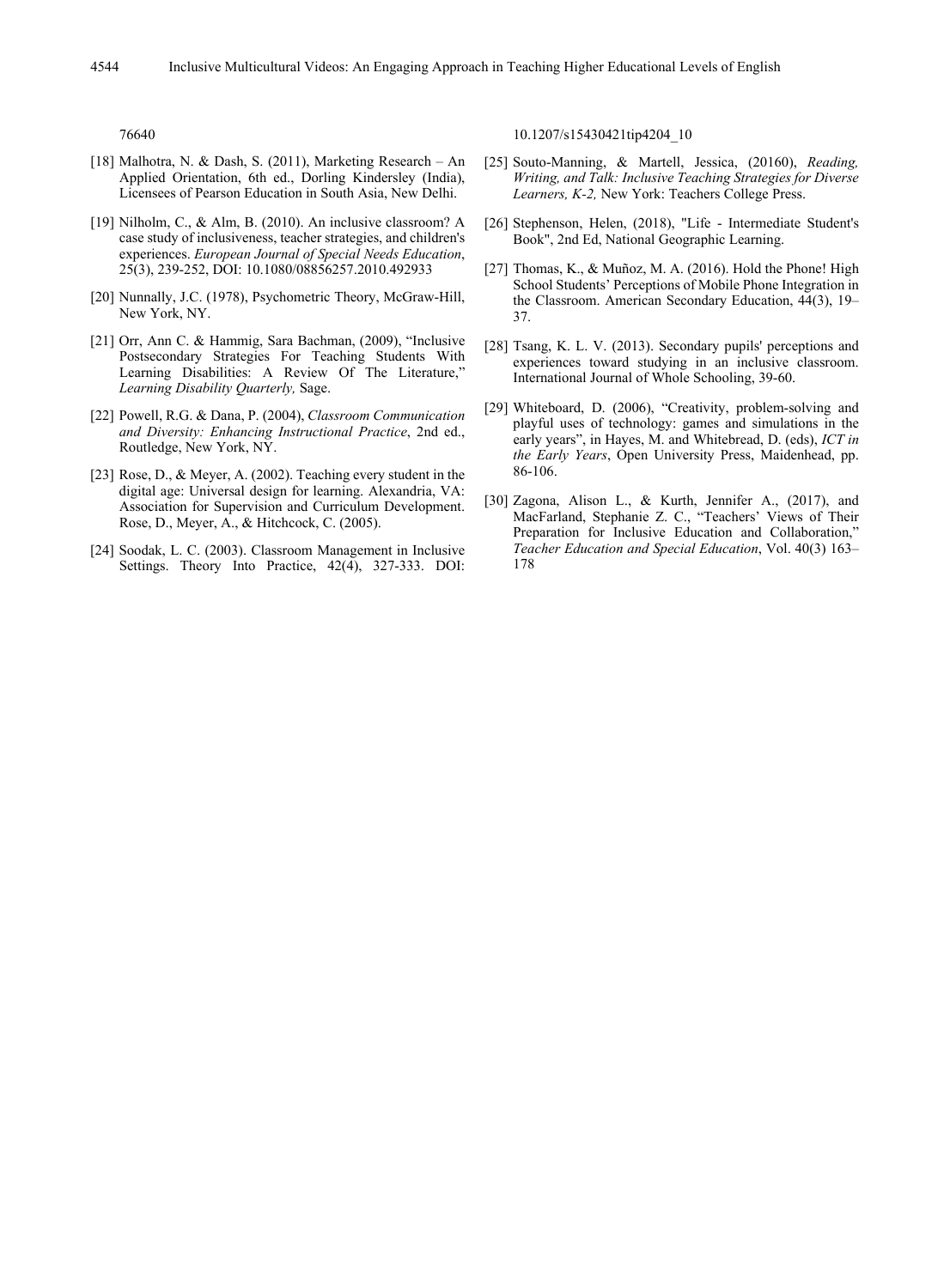76640

[18] Malhotra, N. & Dash, S. (2011), Marketing Research – An Applied Orientation, 6th ed., Dorling Kindersley (India), Licensees of Pearson Education in South Asia, New Delhi.

[19] Nilholm, C., & Alm, B. (2010). An inclusive classroom? A case study of inclusiveness, teacher strategies, and children's experiences. *European Journal of Special Needs Education*, 25(3), 239-252, DOI: 10.1080/08856257.2010.492933

[20] Nunnally, J.C. (1978), Psychometric Theory, McGraw-Hill, New York, NY.

[21] Orr, Ann C. & Hammig, Sara Bachman, (2009), "Inclusive Postsecondary Strategies For Teaching Students With Learning Disabilities: A Review Of The Literature," *Learning Disability Quarterly,* Sage.

[22] Powell, R.G. & Dana, P. (2004), *Classroom Communication and Diversity: Enhancing Instructional Practice*, 2nd ed., Routledge, New York, NY.

[23] Rose, D., & Meyer, A. (2002). Teaching every student in the digital age: Universal design for learning. Alexandria, VA: Association for Supervision and Curriculum Development. Rose, D., Meyer, A., & Hitchcock, C. (2005).

[24] Soodak, L. C. (2003). Classroom Management in Inclusive Settings. Theory Into Practice, 42(4), 327-333. DOI: 10.1207/s15430421tip4204_10

[25] Souto-Manning, & Martell, Jessica, (20160), *Reading, Writing, and Talk: Inclusive Teaching Strategies for Diverse Learners, K-2,* New York: Teachers College Press.

[26] Stephenson, Helen, (2018), "Life - Intermediate Student's Book", 2nd Ed, National Geographic Learning.

[27] Thomas, K., & Muñoz, M. A. (2016). Hold the Phone! High School Students' Perceptions of Mobile Phone Integration in the Classroom. American Secondary Education, 44(3), 19–37.

[28] Tsang, K. L. V. (2013). Secondary pupils' perceptions and experiences toward studying in an inclusive classroom. International Journal of Whole Schooling, 39-60.

[29] Whiteboard, D. (2006), "Creativity, problem-solving and playful uses of technology: games and simulations in the early years", in Hayes, M. and Whitebread, D. (eds), *ICT in the Early Years*, Open University Press, Maidenhead, pp. 86-106.

[30] Zagona, Alison L., & Kurth, Jennifer A., (2017), and MacFarland, Stephanie Z. C., "Teachers' Views of Their Preparation for Inclusive Education and Collaboration," *Teacher Education and Special Education*, Vol. 40(3) 163–178